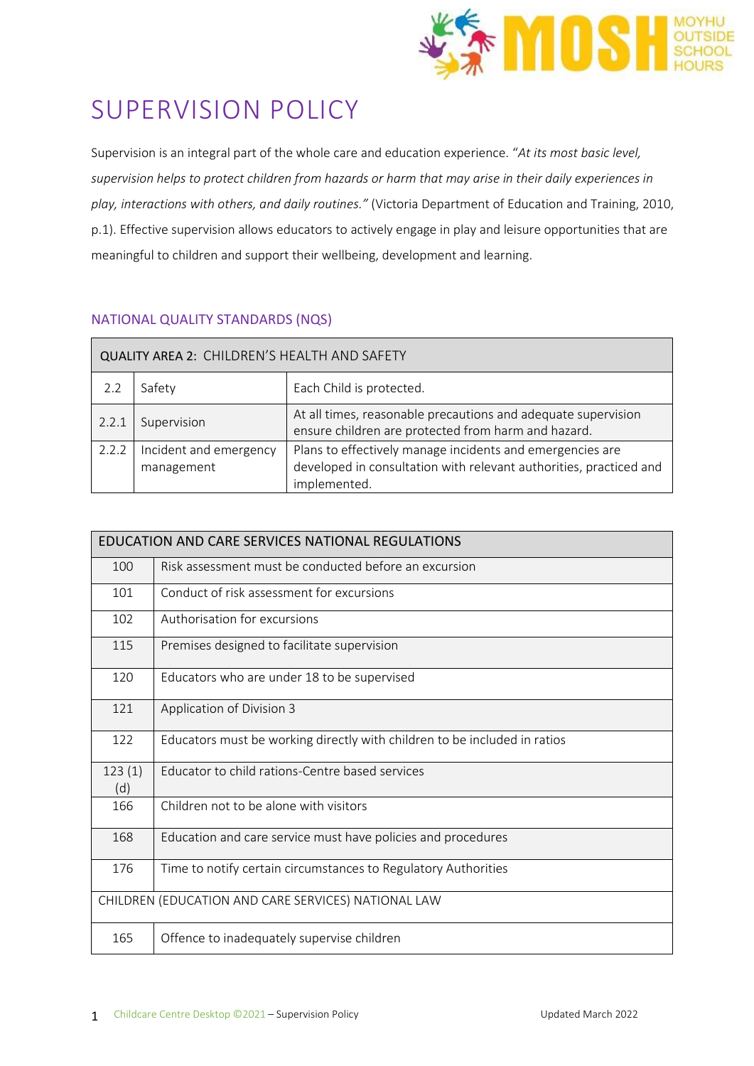# SUPERVISION POLICY

Supervision is an integral part of the whole care and education experience. "*At its most basic level, supervision helps to protect children from hazards or harm that may arise in their daily experiences in play, interactions with others, and daily routines.*" (Victoria Department of Education and Training, 2010, p.1). Effective supervision allows educators to actively engage in play and leisure opportunities that are meaningful to children and support their wellbeing, development and learning.

## NATIONAL QUALITY STANDARDS (NQS)

| QUALITY AREA 2: CHILDREN'S HEALTH AND SAFETY | | |
|---|---|---|
| 2.2 | Safety | Each Child is protected. |
| 2.2.1 | Supervision | At all times, reasonable precautions and adequate supervision ensure children are protected from harm and hazard. |
| 2.2.2 | Incident and emergency management | Plans to effectively manage incidents and emergencies are developed in consultation with relevant authorities, practiced and implemented. |

| EDUCATION AND CARE SERVICES NATIONAL REGULATIONS | |
|---|---|
| 100 | Risk assessment must be conducted before an excursion |
| 101 | Conduct of risk assessment for excursions |
| 102 | Authorisation for excursions |
| 115 | Premises designed to facilitate supervision |
| 120 | Educators who are under 18 to be supervised |
| 121 | Application of Division 3 |
| 122 | Educators must be working directly with children to be included in ratios |
| 123 (1) (d) | Educator to child rations-Centre based services |
| 166 | Children not to be alone with visitors |
| 168 | Education and care service must have policies and procedures |
| 176 | Time to notify certain circumstances to Regulatory Authorities |
| CHILDREN (EDUCATION AND CARE SERVICES) NATIONAL LAW | |
| 165 | Offence to inadequately supervise children |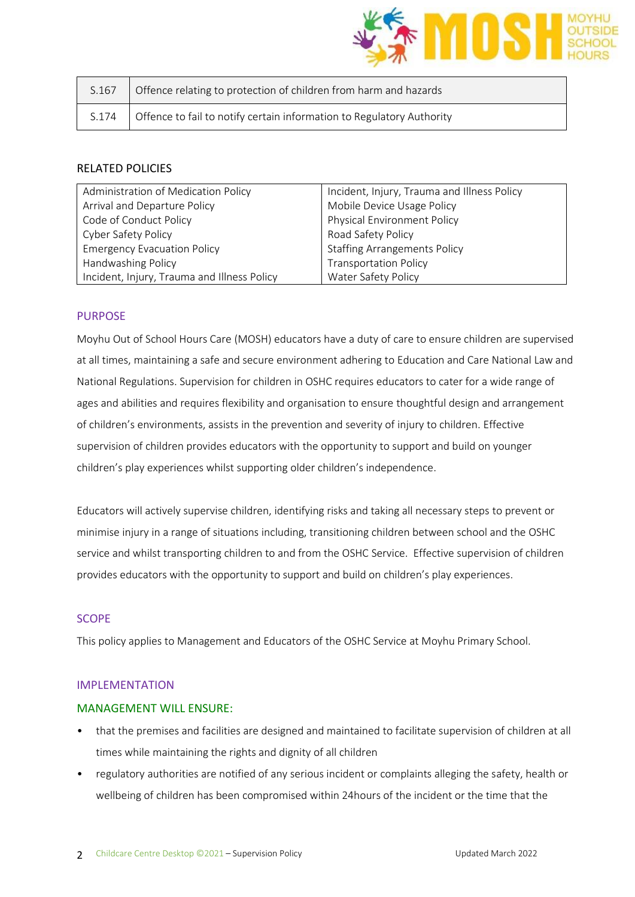| S.167 | Offence relating to protection of children from harm and hazards |
|---|---|
| S.174 | Offence to fail to notify certain information to Regulatory Authority |

RELATED POLICIES

| Administration of Medication Policy | Incident, Injury, Trauma and Illness Policy |
|---|---|
| Arrival and Departure Policy | Mobile Device Usage Policy |
| Code of Conduct Policy | Physical Environment Policy |
| Cyber Safety Policy | Road Safety Policy |
| Emergency Evacuation Policy | Staffing Arrangements Policy |
| Handwashing Policy | Transportation Policy |
| Incident, Injury, Trauma and Illness Policy | Water Safety Policy |

## PURPOSE

Moyhu Out of School Hours Care (MOSH) educators have a duty of care to ensure children are supervised at all times, maintaining a safe and secure environment adhering to Education and Care National Law and National Regulations. Supervision for children in OSHC requires educators to cater for a wide range of ages and abilities and requires flexibility and organisation to ensure thoughtful design and arrangement of children's environments, assists in the prevention and severity of injury to children. Effective supervision of children provides educators with the opportunity to support and build on younger children's play experiences whilst supporting older children's independence.

Educators will actively supervise children, identifying risks and taking all necessary steps to prevent or minimise injury in a range of situations including, transitioning children between school and the OSHC service and whilst transporting children to and from the OSHC Service. Effective supervision of children provides educators with the opportunity to support and build on children's play experiences.

## SCOPE

This policy applies to Management and Educators of the OSHC Service at Moyhu Primary School.

## IMPLEMENTATION

### MANAGEMENT WILL ENSURE:

- that the premises and facilities are designed and maintained to facilitate supervision of children at all times while maintaining the rights and dignity of all children
- regulatory authorities are notified of any serious incident or complaints alleging the safety, health or wellbeing of children has been compromised within 24hours of the incident or the time that the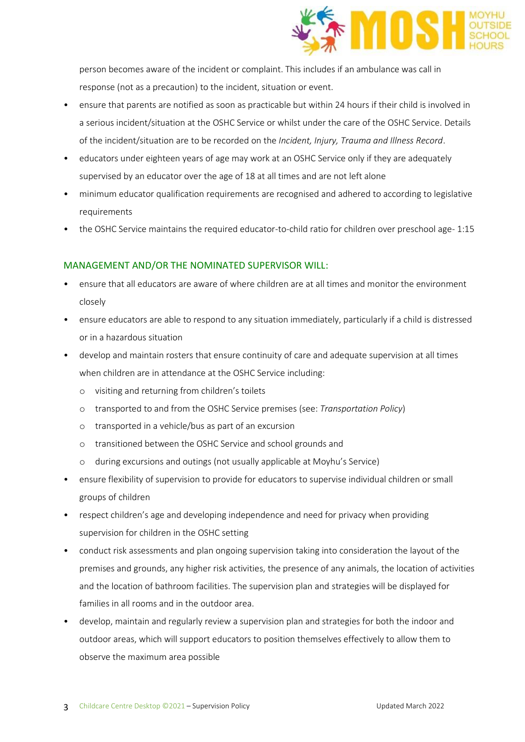person becomes aware of the incident or complaint. This includes if an ambulance was call in response (not as a precaution) to the incident, situation or event.

- ensure that parents are notified as soon as practicable but within 24 hours if their child is involved in a serious incident/situation at the OSHC Service or whilst under the care of the OSHC Service. Details of the incident/situation are to be recorded on the *Incident, Injury, Trauma and Illness Record*.
- educators under eighteen years of age may work at an OSHC Service only if they are adequately supervised by an educator over the age of 18 at all times and are not left alone
- minimum educator qualification requirements are recognised and adhered to according to legislative requirements
- the OSHC Service maintains the required educator-to-child ratio for children over preschool age- 1:15

## MANAGEMENT AND/OR THE NOMINATED SUPERVISOR WILL:

- ensure that all educators are aware of where children are at all times and monitor the environment closely
- ensure educators are able to respond to any situation immediately, particularly if a child is distressed or in a hazardous situation
- develop and maintain rosters that ensure continuity of care and adequate supervision at all times when children are in attendance at the OSHC Service including:
  - visiting and returning from children's toilets
  - transported to and from the OSHC Service premises (see: *Transportation Policy*)
  - transported in a vehicle/bus as part of an excursion
  - transitioned between the OSHC Service and school grounds and
  - during excursions and outings (not usually applicable at Moyhu's Service)
- ensure flexibility of supervision to provide for educators to supervise individual children or small groups of children
- respect children's age and developing independence and need for privacy when providing supervision for children in the OSHC setting
- conduct risk assessments and plan ongoing supervision taking into consideration the layout of the premises and grounds, any higher risk activities, the presence of any animals, the location of activities and the location of bathroom facilities. The supervision plan and strategies will be displayed for families in all rooms and in the outdoor area.
- develop, maintain and regularly review a supervision plan and strategies for both the indoor and outdoor areas, which will support educators to position themselves effectively to allow them to observe the maximum area possible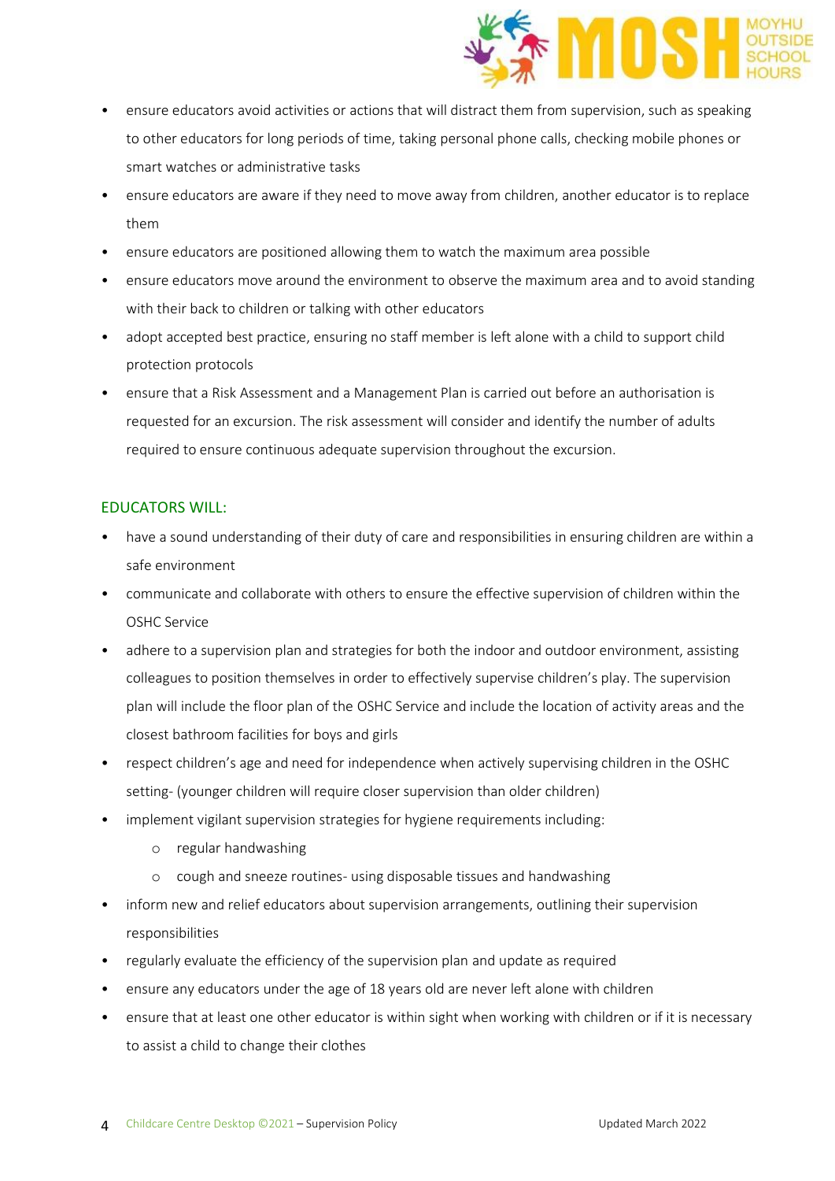- ensure educators avoid activities or actions that will distract them from supervision, such as speaking to other educators for long periods of time, taking personal phone calls, checking mobile phones or smart watches or administrative tasks
- ensure educators are aware if they need to move away from children, another educator is to replace them
- ensure educators are positioned allowing them to watch the maximum area possible
- ensure educators move around the environment to observe the maximum area and to avoid standing with their back to children or talking with other educators
- adopt accepted best practice, ensuring no staff member is left alone with a child to support child protection protocols
- ensure that a Risk Assessment and a Management Plan is carried out before an authorisation is requested for an excursion. The risk assessment will consider and identify the number of adults required to ensure continuous adequate supervision throughout the excursion.

## EDUCATORS WILL:

- have a sound understanding of their duty of care and responsibilities in ensuring children are within a safe environment
- communicate and collaborate with others to ensure the effective supervision of children within the OSHC Service
- adhere to a supervision plan and strategies for both the indoor and outdoor environment, assisting colleagues to position themselves in order to effectively supervise children's play. The supervision plan will include the floor plan of the OSHC Service and include the location of activity areas and the closest bathroom facilities for boys and girls
- respect children's age and need for independence when actively supervising children in the OSHC setting- (younger children will require closer supervision than older children)
- implement vigilant supervision strategies for hygiene requirements including:
    - regular handwashing
    - cough and sneeze routines- using disposable tissues and handwashing
- inform new and relief educators about supervision arrangements, outlining their supervision responsibilities
- regularly evaluate the efficiency of the supervision plan and update as required
- ensure any educators under the age of 18 years old are never left alone with children
- ensure that at least one other educator is within sight when working with children or if it is necessary to assist a child to change their clothes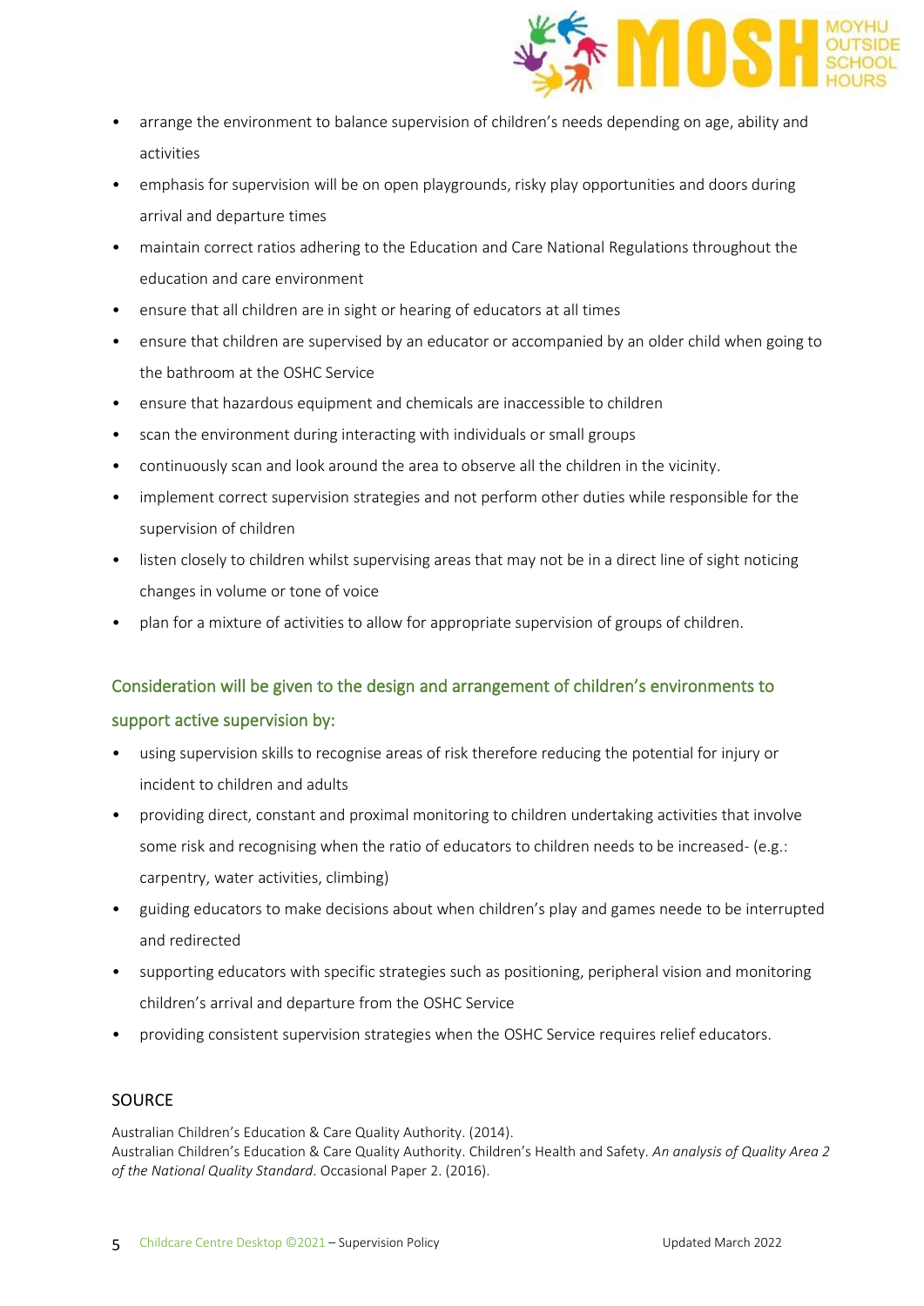- arrange the environment to balance supervision of children's needs depending on age, ability and activities
- emphasis for supervision will be on open playgrounds, risky play opportunities and doors during arrival and departure times
- maintain correct ratios adhering to the Education and Care National Regulations throughout the education and care environment
- ensure that all children are in sight or hearing of educators at all times
- ensure that children are supervised by an educator or accompanied by an older child when going to the bathroom at the OSHC Service
- ensure that hazardous equipment and chemicals are inaccessible to children
- scan the environment during interacting with individuals or small groups
- continuously scan and look around the area to observe all the children in the vicinity.
- implement correct supervision strategies and not perform other duties while responsible for the supervision of children
- listen closely to children whilst supervising areas that may not be in a direct line of sight noticing changes in volume or tone of voice
- plan for a mixture of activities to allow for appropriate supervision of groups of children.

### Consideration will be given to the design and arrangement of children's environments to support active supervision by:

- using supervision skills to recognise areas of risk therefore reducing the potential for injury or incident to children and adults
- providing direct, constant and proximal monitoring to children undertaking activities that involve some risk and recognising when the ratio of educators to children needs to be increased- (e.g.: carpentry, water activities, climbing)
- guiding educators to make decisions about when children's play and games neede to be interrupted and redirected
- supporting educators with specific strategies such as positioning, peripheral vision and monitoring children's arrival and departure from the OSHC Service
- providing consistent supervision strategies when the OSHC Service requires relief educators.

## SOURCE

Australian Children's Education & Care Quality Authority. (2014).
Australian Children's Education & Care Quality Authority. Children's Health and Safety. *An analysis of Quality Area 2 of the National Quality Standard*. Occasional Paper 2. (2016).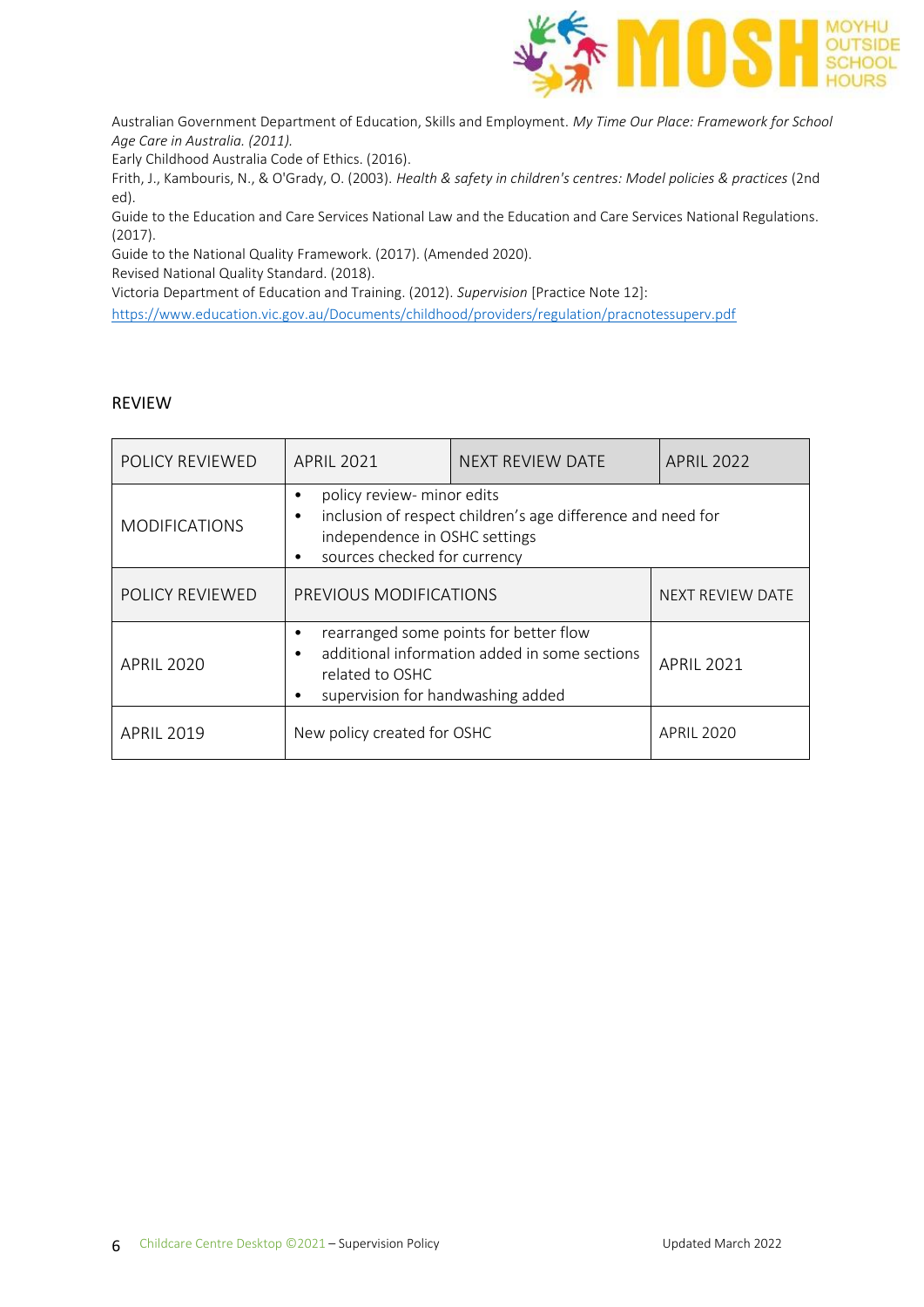Australian Government Department of Education, Skills and Employment. *My Time Our Place: Framework for School Age Care in Australia. (2011).*
Early Childhood Australia Code of Ethics. (2016).
Frith, J., Kambouris, N., & O'Grady, O. (2003). *Health & safety in children's centres: Model policies & practices* (2nd ed).
Guide to the Education and Care Services National Law and the Education and Care Services National Regulations. (2017).
Guide to the National Quality Framework. (2017). (Amended 2020).
Revised National Quality Standard. (2018).
Victoria Department of Education and Training. (2012). *Supervision* [Practice Note 12]: https://www.education.vic.gov.au/Documents/childhood/providers/regulation/pracnotessuperv.pdf

## REVIEW

| POLICY REVIEWED | APRIL 2021 | NEXT REVIEW DATE | APRIL 2022 |
|---|---|---|---|
| MODIFICATIONS | • policy review- minor edits<br>• inclusion of respect children's age difference and need for independence in OSHC settings<br>• sources checked for currency | | |
| POLICY REVIEWED | PREVIOUS MODIFICATIONS | | NEXT REVIEW DATE |
| APRIL 2020 | • rearranged some points for better flow<br>• additional information added in some sections related to OSHC<br>• supervision for handwashing added | | APRIL 2021 |
| APRIL 2019 | New policy created for OSHC | | APRIL 2020 |